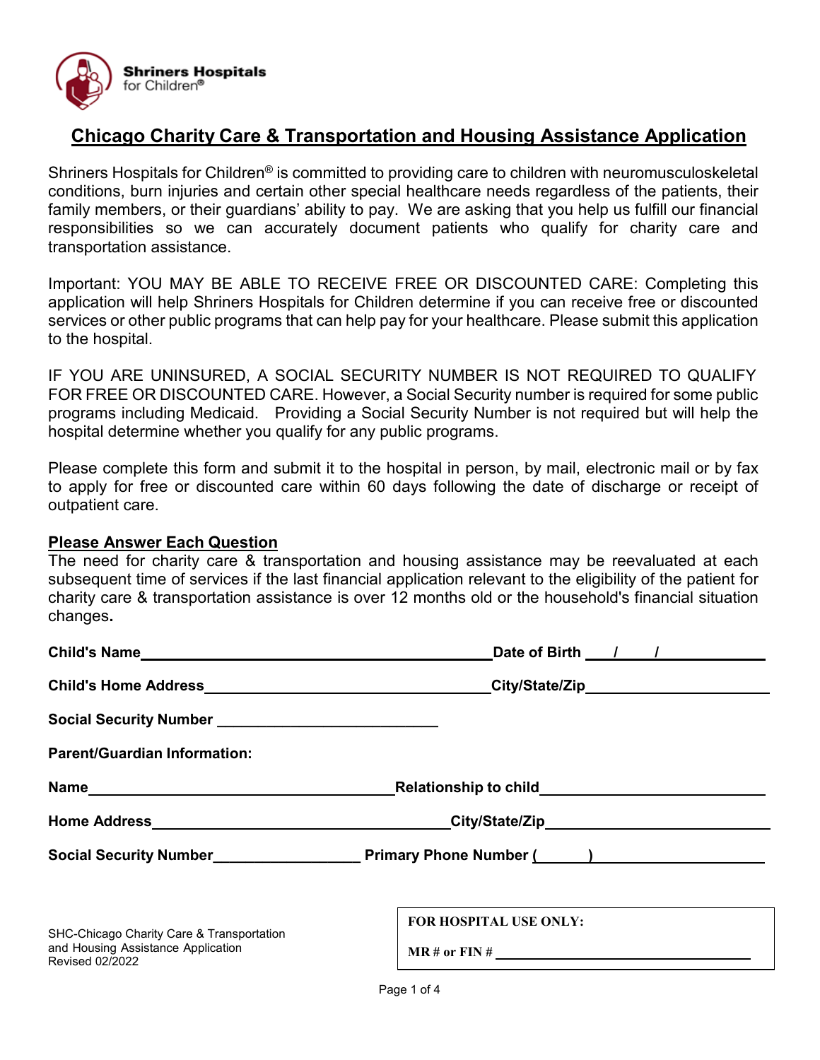Shriners Hospitals for Children®

# Chicago Charity Care & Transportation and Housing Assistance Application

Shriners Hospitals for Children® is committed to providing care to children with neuromusculoskeletal conditions, burn injuries and certain other special healthcare needs regardless of the patients, their family members, or their guardians' ability to pay. We are asking that you help us fulfill our financial responsibilities so we can accurately document patients who qualify for charity care and transportation assistance.

Important: YOU MAY BE ABLE TO RECEIVE FREE OR DISCOUNTED CARE: Completing this application will help Shriners Hospitals for Children determine if you can receive free or discounted services or other public programs that can help pay for your healthcare. Please submit this application to the hospital.

IF YOU ARE UNINSURED, A SOCIAL SECURITY NUMBER IS NOT REQUIRED TO QUALIFY FOR FREE OR DISCOUNTED CARE. However, a Social Security number is required for some public programs including Medicaid. Providing a Social Security Number is not required but will help the hospital determine whether you qualify for any public programs.

Please complete this form and submit it to the hospital in person, by mail, electronic mail or by fax to apply for free or discounted care within 60 days following the date of discharge or receipt of outpatient care.

## Please Answer Each Question

The need for charity care & transportation and housing assistance may be reevaluated at each subsequent time of services if the last financial application relevant to the eligibility of the patient for charity care & transportation assistance is over 12 months old or the household's financial situation changes.

**Child's Name**\_\_\_\_\_\_\_\_\_\_\_\_\_\_\_\_\_\_\_\_\_\_\_\_\_\_\_\_\_\_\_\_\_\_\_\_ **Date of Birth** \_\_\_/\_\_\_/\_\_\_\_\_\_\_\_

**Child's Home Address**\_\_\_\_\_\_\_\_\_\_\_\_\_\_\_\_\_\_\_\_\_\_\_\_\_\_\_\_\_\_ **City/State/Zip**\_\_\_\_\_\_\_\_\_\_\_\_\_\_\_\_\_\_\_\_

**Social Security Number** \_\_\_\_\_\_\_\_\_\_\_\_\_\_\_\_\_\_\_\_\_\_\_\_

**Parent/Guardian Information:**

**Name**\_\_\_\_\_\_\_\_\_\_\_\_\_\_\_\_\_\_\_\_\_\_\_\_\_\_\_\_\_\_\_\_\_\_ **Relationship to child**\_\_\_\_\_\_\_\_\_\_\_\_\_\_\_\_\_\_\_\_\_\_\_\_

**Home Address**\_\_\_\_\_\_\_\_\_\_\_\_\_\_\_\_\_\_\_\_\_\_\_\_\_\_\_\_\_\_\_\_ **City/State/Zip**\_\_\_\_\_\_\_\_\_\_\_\_\_\_\_\_\_\_\_\_\_\_\_\_

**Social Security Number**\_\_\_\_\_\_\_\_\_\_\_\_\_\_\_\_ **Primary Phone Number** (\_\_\_\_\_)\_\_\_\_\_\_\_\_\_\_\_\_\_\_\_\_\_\_

| FOR HOSPITAL USE ONLY: |
| --- |
| MR # or FIN # \_\_\_\_\_\_\_\_\_\_\_\_\_\_\_\_\_\_\_\_\_\_\_\_\_\_\_\_ |

SHC-Chicago Charity Care & Transportation and Housing Assistance Application
Revised 02/2022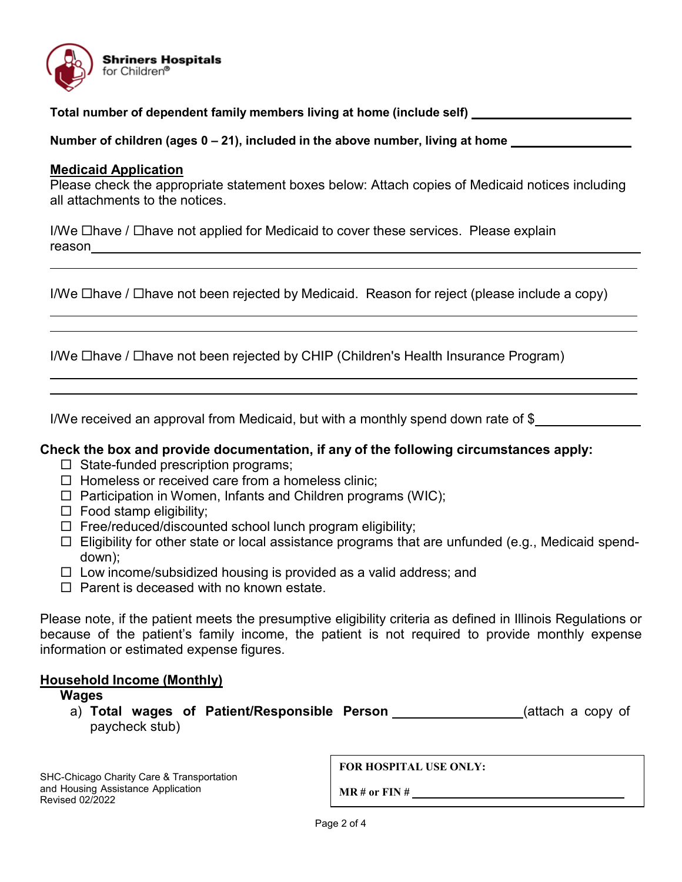**Total number of dependent family members living at home (include self)** ______________________

**Number of children (ages 0 – 21), included in the above number, living at home** ________________

**Medicaid Application**

Please check the appropriate statement boxes below: Attach copies of Medicaid notices including all attachments to the notices.

I/We ☐have / ☐have not applied for Medicaid to cover these services. Please explain reason______________________________________________________________________

______________________________________________________________________________

I/We ☐have / ☐have not been rejected by Medicaid. Reason for reject (please include a copy)

______________________________________________________________________________

______________________________________________________________________________

I/We ☐have / ☐have not been rejected by CHIP (Children's Health Insurance Program)

______________________________________________________________________________

______________________________________________________________________________

I/We received an approval from Medicaid, but with a monthly spend down rate of $______________

**Check the box and provide documentation, if any of the following circumstances apply:**

- ☐ State-funded prescription programs;
- ☐ Homeless or received care from a homeless clinic;
- ☐ Participation in Women, Infants and Children programs (WIC);
- ☐ Food stamp eligibility;
- ☐ Free/reduced/discounted school lunch program eligibility;
- ☐ Eligibility for other state or local assistance programs that are unfunded (e.g., Medicaid spend-down);
- ☐ Low income/subsidized housing is provided as a valid address; and
- ☐ Parent is deceased with no known estate.

Please note, if the patient meets the presumptive eligibility criteria as defined in Illinois Regulations or because of the patient's family income, the patient is not required to provide monthly expense information or estimated expense figures.

**Household Income (Monthly)**

**Wages**

a) **Total wages of Patient/Responsible Person** ________________(attach a copy of paycheck stub)

SHC-Chicago Charity Care & Transportation and Housing Assistance Application
Revised 02/2022

**FOR HOSPITAL USE ONLY:**

**MR # or FIN #** ______________________________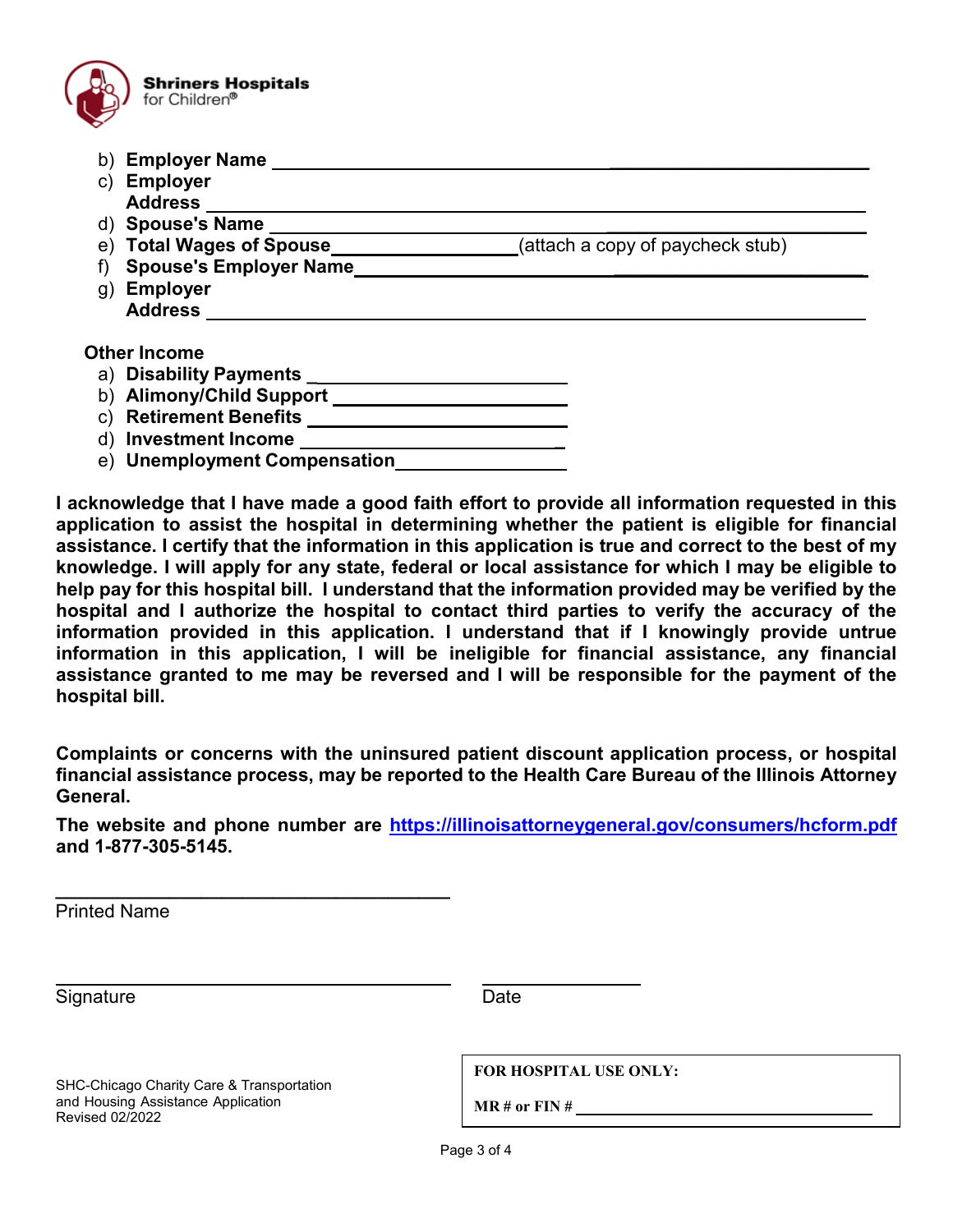b) **Employer Name** ______________________________

c) **Employer Address** ______________________________

d) **Spouse's Name** ______________________________

e) **Total Wages of Spouse** ____________ (attach a copy of paycheck stub)

f) **Spouse's Employer Name** ______________________________

g) **Employer Address** ______________________________

**Other Income**

a) **Disability Payments** ______________

b) **Alimony/Child Support** ______________

c) **Retirement Benefits** ______________

d) **Investment Income** ______________

e) **Unemployment Compensation** ______________

**I acknowledge that I have made a good faith effort to provide all information requested in this application to assist the hospital in determining whether the patient is eligible for financial assistance. I certify that the information in this application is true and correct to the best of my knowledge. I will apply for any state, federal or local assistance for which I may be eligible to help pay for this hospital bill. I understand that the information provided may be verified by the hospital and I authorize the hospital to contact third parties to verify the accuracy of the information provided in this application. I understand that if I knowingly provide untrue information in this application, I will be ineligible for financial assistance, any financial assistance granted to me may be reversed and I will be responsible for the payment of the hospital bill.**

**Complaints or concerns with the uninsured patient discount application process, or hospital financial assistance process, may be reported to the Health Care Bureau of the Illinois Attorney General.**

**The website and phone number are https://illinoisattorneygeneral.gov/consumers/hcform.pdf and 1-877-305-5145.**

______________________________

Printed Name

______________________________ ______________

Signature Date

SHC-Chicago Charity Care & Transportation and Housing Assistance Application
Revised 02/2022

**FOR HOSPITAL USE ONLY:**

**MR # or FIN #** ______________________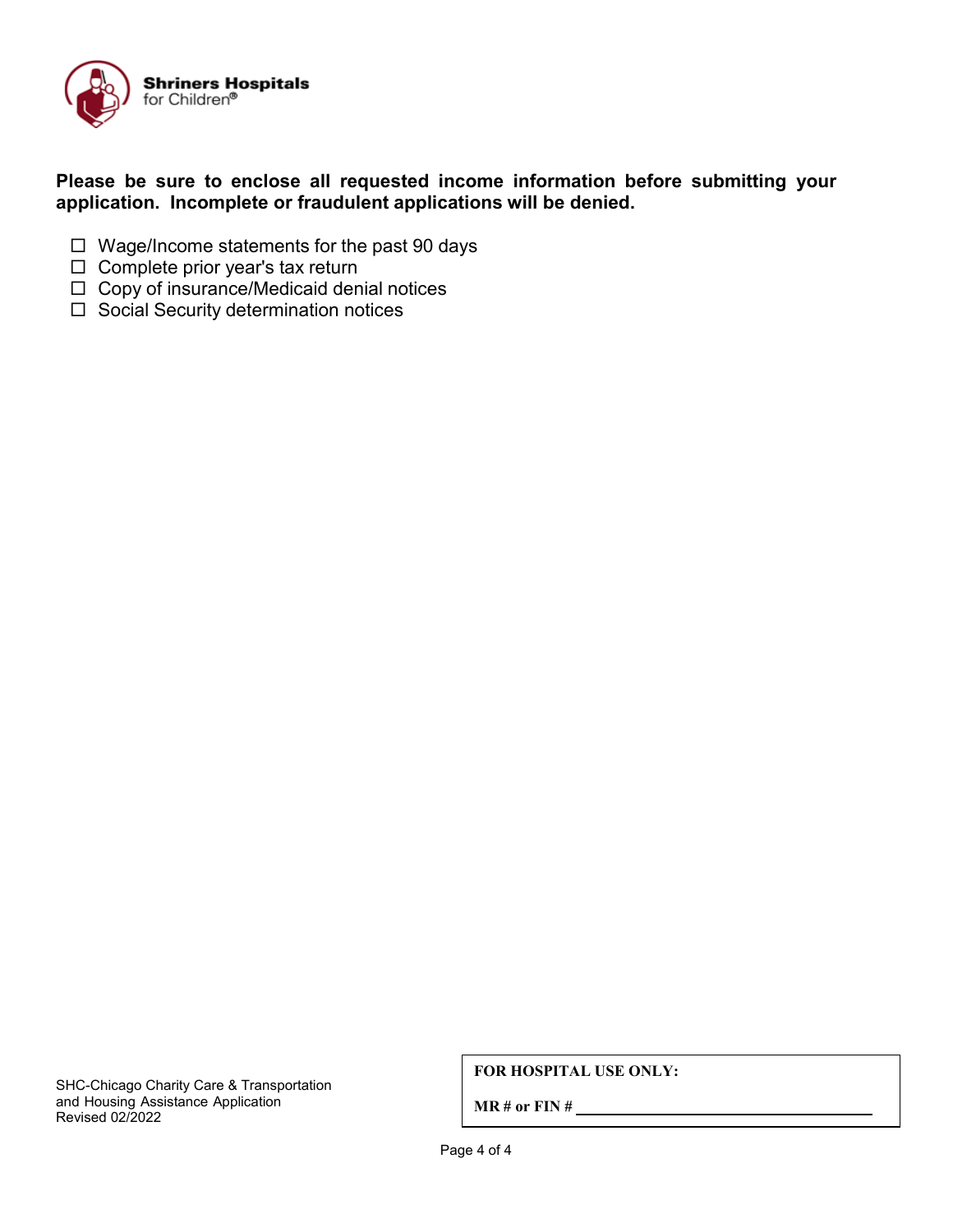**Please be sure to enclose all requested income information before submitting your application. Incomplete or fraudulent applications will be denied.**

- ☐ Wage/Income statements for the past 90 days
- ☐ Complete prior year's tax return
- ☐ Copy of insurance/Medicaid denial notices
- ☐ Social Security determination notices

SHC-Chicago Charity Care & Transportation and Housing Assistance Application
Revised 02/2022

**FOR HOSPITAL USE ONLY:**

**MR # or FIN #** \_\_\_\_\_\_\_\_\_\_\_\_\_\_\_\_\_\_\_\_\_\_\_\_\_\_\_\_\_\_